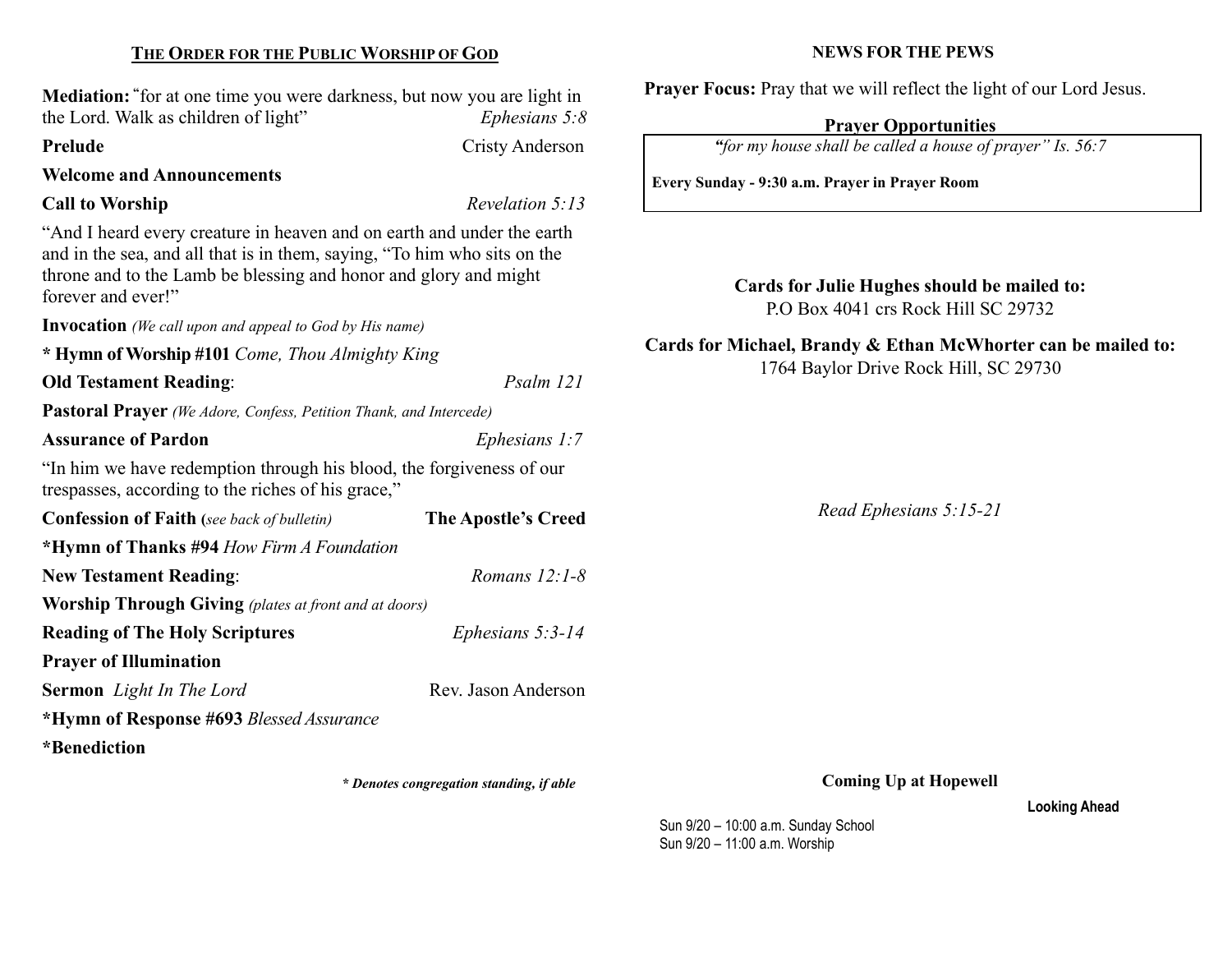## The Order for the Public Worship of God

**Mediation:** "for at one time you were darkness, but now you are light in the Lord. Walk as children of light" *Ephesians 5:8*

**Prelude** Cristy Anderson

**Welcome and Announcements**

**Call to Worship** *Revelation 5:13*

"And I heard every creature in heaven and on earth and under the earth and in the sea, and all that is in them, saying, "To him who sits on the throne and to the Lamb be blessing and honor and glory and might forever and ever!"

**Invocation** *(We call upon and appeal to God by His name)*

**\* Hymn of Worship #101** *Come, Thou Almighty King*

**Old Testament Reading**: *Psalm 121*

**Pastoral Prayer** *(We Adore, Confess, Petition Thank, and Intercede)*

**Assurance of Pardon** *Ephesians 1:7*

"In him we have redemption through his blood, the forgiveness of our trespasses, according to the riches of his grace,"

**Confession of Faith (***see back of bulletin***)** **The Apostle's Creed**

**\*Hymn of Thanks #94** *How Firm A Foundation*

**New Testament Reading**: *Romans 12:1-8*

**Worship Through Giving** *(plates at front and at doors)*

**Reading of The Holy Scriptures** *Ephesians 5:3-14*

**Prayer of Illumination**

**Sermon** *Light In The Lord* Rev. Jason Anderson

**\*Hymn of Response #693** *Blessed Assurance*

**\*Benediction**

***\* Denotes congregation standing, if able***

## NEWS FOR THE PEWS

**Prayer Focus:** Pray that we will reflect the light of our Lord Jesus.

### Prayer Opportunities

*"for my house shall be called a house of prayer" Is. 56:7*

**Every Sunday - 9:30 a.m. Prayer in Prayer Room**

**Cards for Julie Hughes should be mailed to:**
P.O Box 4041 crs Rock Hill SC 29732

**Cards for Michael, Brandy & Ethan McWhorter can be mailed to:**
1764 Baylor Drive Rock Hill, SC 29730

*Read Ephesians 5:15-21*

### Coming Up at Hopewell

**Looking Ahead**

Sun 9/20 – 10:00 a.m. Sunday School
Sun 9/20 – 11:00 a.m. Worship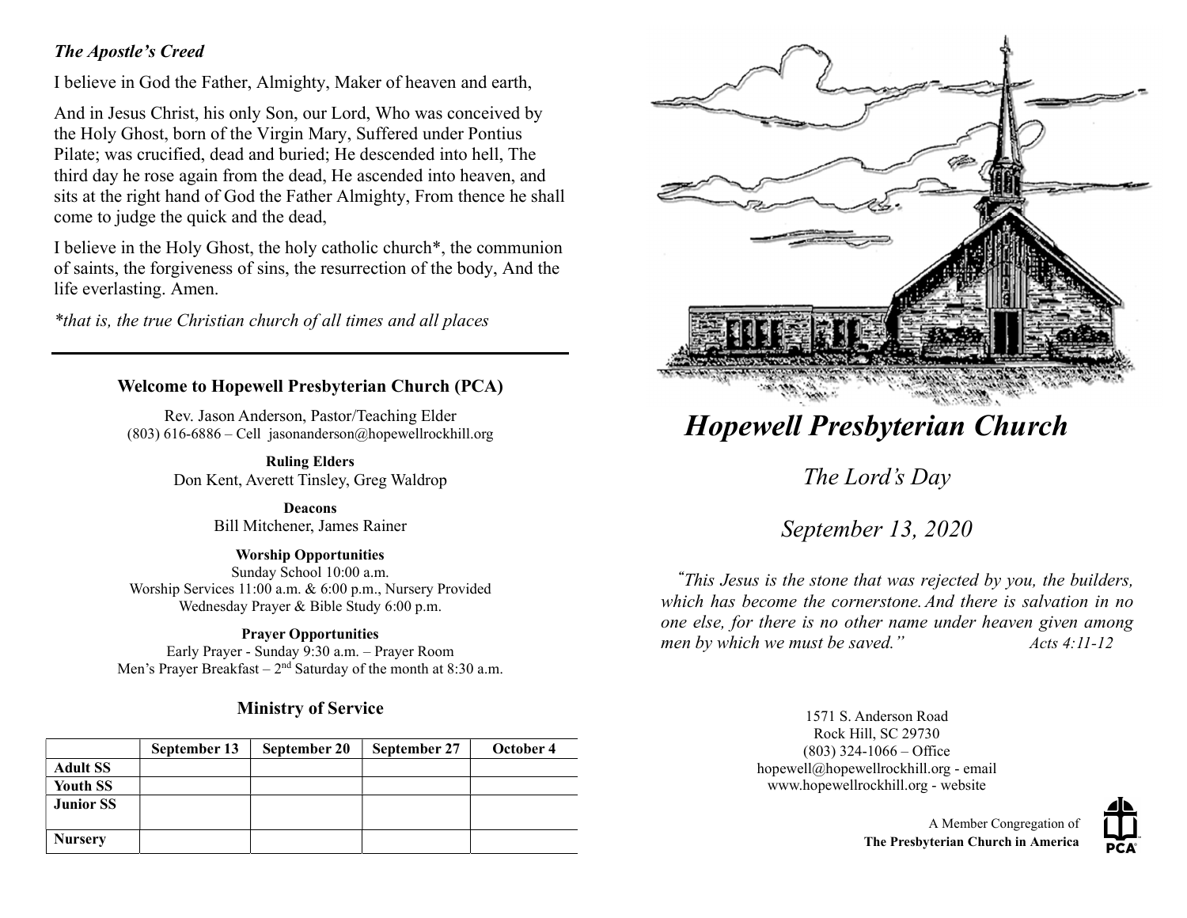***The Apostle's Creed***

I believe in God the Father, Almighty, Maker of heaven and earth,

And in Jesus Christ, his only Son, our Lord, Who was conceived by the Holy Ghost, born of the Virgin Mary, Suffered under Pontius Pilate; was crucified, dead and buried; He descended into hell, The third day he rose again from the dead, He ascended into heaven, and sits at the right hand of God the Father Almighty, From thence he shall come to judge the quick and the dead,

I believe in the Holy Ghost, the holy catholic church*, the communion of saints, the forgiveness of sins, the resurrection of the body, And the life everlasting. Amen.

*\*that is, the true Christian church of all times and all places*

---

**Welcome to Hopewell Presbyterian Church (PCA)**

Rev. Jason Anderson, Pastor/Teaching Elder
(803) 616-6886 – Cell jasonanderson@hopewellrockhill.org

**Ruling Elders**
Don Kent, Averett Tinsley, Greg Waldrop

**Deacons**
Bill Mitchener, James Rainer

**Worship Opportunities**
Sunday School 10:00 a.m.
Worship Services 11:00 a.m. & 6:00 p.m., Nursery Provided
Wednesday Prayer & Bible Study 6:00 p.m.

**Prayer Opportunities**
Early Prayer - Sunday 9:30 a.m. – Prayer Room
Men's Prayer Breakfast – 2nd Saturday of the month at 8:30 a.m.

**Ministry of Service**

| | September 13 | September 20 | September 27 | October 4 |
|---|---|---|---|---|
| **Adult SS** | | | | |
| **Youth SS** | | | | |
| **Junior SS** | | | | |
| **Nursery** | | | | |

# *Hopewell Presbyterian Church*

*The Lord's Day*

*September 13, 2020*

*"This Jesus is the stone that was rejected by you, the builders, which has become the cornerstone. And there is salvation in no one else, for there is no other name under heaven given among men by which we must be saved."* *Acts 4:11-12*

1571 S. Anderson Road
Rock Hill, SC 29730
(803) 324-1066 – Office
hopewell@hopewellrockhill.org - email
www.hopewellrockhill.org - website

A Member Congregation of
**The Presbyterian Church in America**